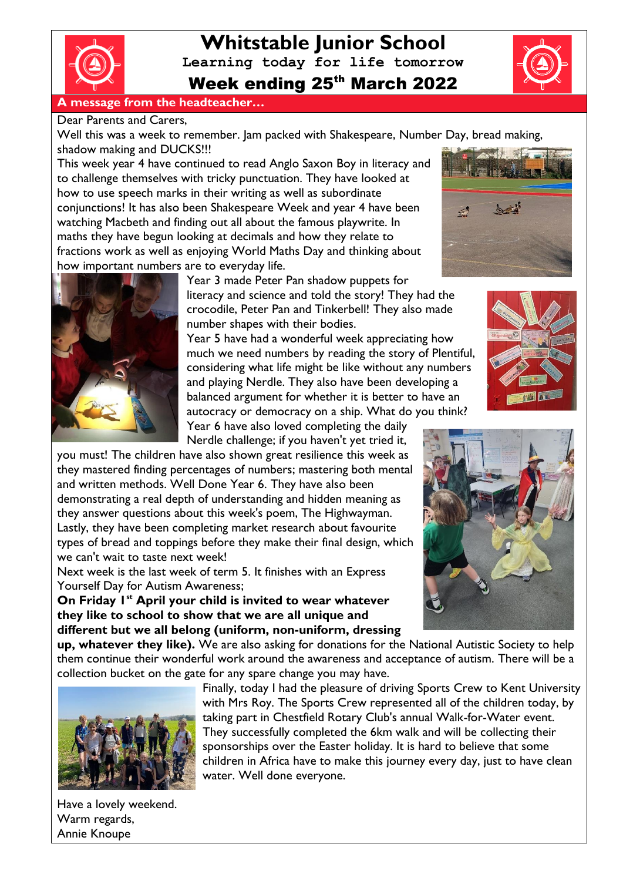# Whitstable Junior School

**Learning today for life tomorrow**

## Week ending 25th March 2022

**A message from the headteacher…**

Dear Parents and Carers,

Well this was a week to remember. Jam packed with Shakespeare, Number Day, bread making, shadow making and DUCKS!!!

This week year 4 have continued to read Anglo Saxon Boy in literacy and to challenge themselves with tricky punctuation. They have looked at how to use speech marks in their writing as well as subordinate conjunctions! It has also been Shakespeare Week and year 4 have been watching Macbeth and finding out all about the famous playwrite. In maths they have begun looking at decimals and how they relate to fractions work as well as enjoying World Maths Day and thinking about how important numbers are to everyday life.

Year 3 made Peter Pan shadow puppets for literacy and science and told the story! They had the crocodile, Peter Pan and Tinkerbell! They also made number shapes with their bodies.

Year 5 have had a wonderful week appreciating how much we need numbers by reading the story of Plentiful, considering what life might be like without any numbers and playing Nerdle. They also have been developing a balanced argument for whether it is better to have an autocracy or democracy on a ship. What do you think?

Year 6 have also loved completing the daily Nerdle challenge; if you haven't yet tried it, you must! The children have also shown great resilience this week as they mastered finding percentages of numbers; mastering both mental and written methods. Well Done Year 6. They have also been demonstrating a real depth of understanding and hidden meaning as they answer questions about this week's poem, The Highwayman. Lastly, they have been completing market research about favourite types of bread and toppings before they make their final design, which we can't wait to taste next week!

Next week is the last week of term 5. It finishes with an Express Yourself Day for Autism Awareness;

**On Friday 1st April your child is invited to wear whatever they like to school to show that we are all unique and different but we all belong (uniform, non-uniform, dressing up, whatever they like).** We are also asking for donations for the National Autistic Society to help them continue their wonderful work around the awareness and acceptance of autism. There will be a collection bucket on the gate for any spare change you may have.

Finally, today I had the pleasure of driving Sports Crew to Kent University with Mrs Roy. The Sports Crew represented all of the children today, by taking part in Chestfield Rotary Club's annual Walk-for-Water event. They successfully completed the 6km walk and will be collecting their sponsorships over the Easter holiday. It is hard to believe that some children in Africa have to make this journey every day, just to have clean water. Well done everyone.

Have a lovely weekend.

Warm regards,

Annie Knoupe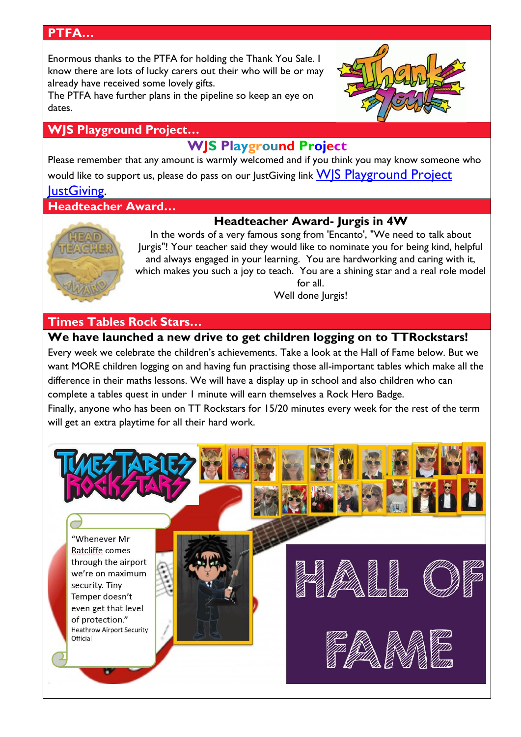## PTFA…

Enormous thanks to the PTFA for holding the Thank You Sale. I know there are lots of lucky carers out their who will be or may already have received some lovely gifts.
The PTFA have further plans in the pipeline so keep an eye on dates.

## WJS Playground Project…

### WJS Playground Project

Please remember that any amount is warmly welcomed and if you think you may know someone who would like to support us, please do pass on our JustGiving link WJS Playground Project JustGiving.

## Headteacher Award…

### Headteacher Award- Jurgis in 4W

In the words of a very famous song from 'Encanto', "We need to talk about Jurgis"! Your teacher said they would like to nominate you for being kind, helpful and always engaged in your learning. You are hardworking and caring with it, which makes you such a joy to teach. You are a shining star and a real role model for all.
Well done Jurgis!

## Times Tables Rock Stars…

### We have launched a new drive to get children logging on to TTRockstars!

Every week we celebrate the children's achievements. Take a look at the Hall of Fame below. But we want MORE children logging on and having fun practising those all-important tables which make all the difference in their maths lessons. We will have a display up in school and also children who can complete a tables quest in under 1 minute will earn themselves a Rock Hero Badge.
Finally, anyone who has been on TT Rockstars for 15/20 minutes every week for the rest of the term will get an extra playtime for all their hard work.

"Whenever Mr Ratcliffe comes through the airport we're on maximum security. Tiny Temper doesn't even get that level of protection."
Heathrow Airport Security Official

HALL OF FAME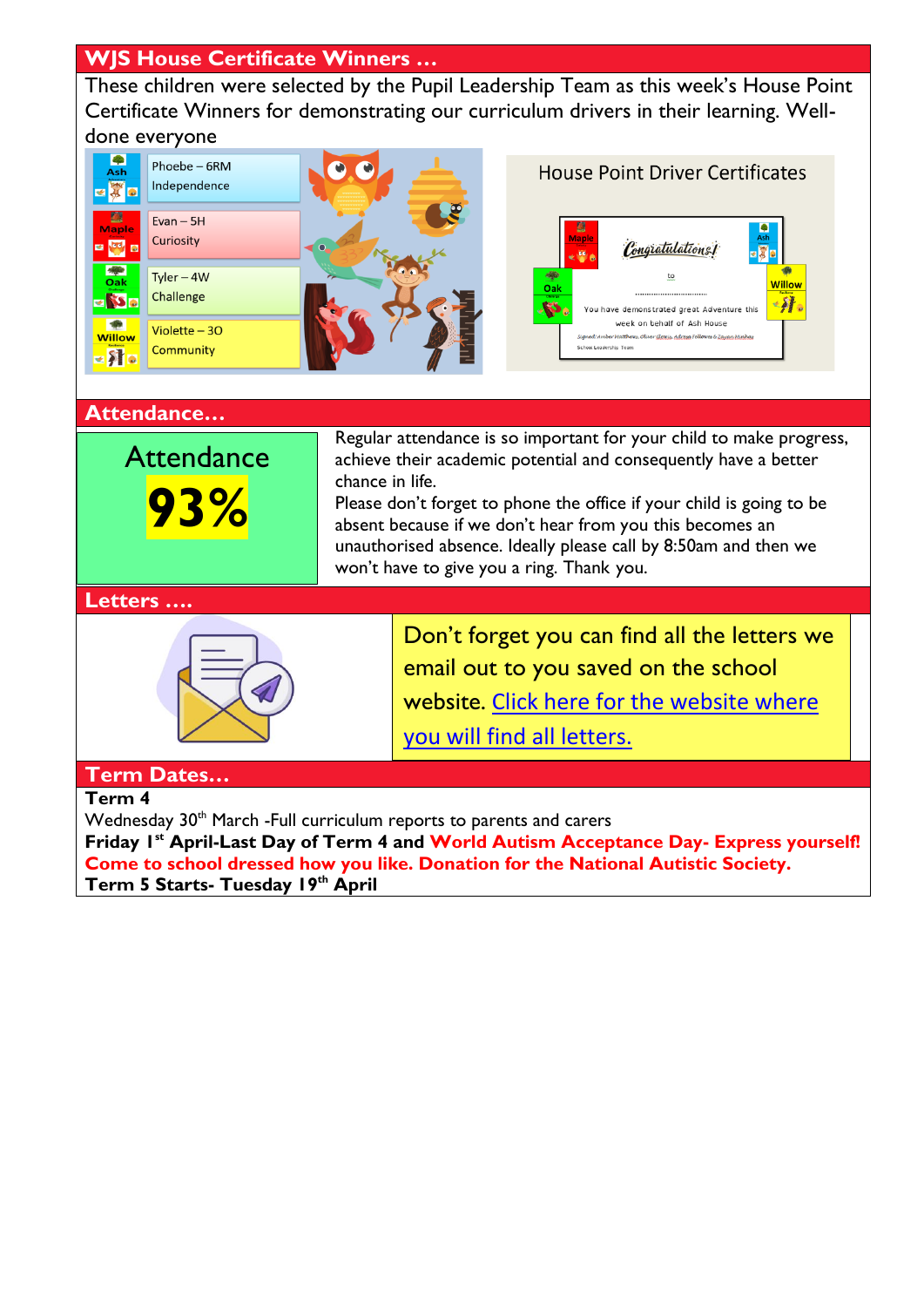## WJS House Certificate Winners …

These children were selected by the Pupil Leadership Team as this week's House Point Certificate Winners for demonstrating our curriculum drivers in their learning. Well-done everyone

| House | Winner |
|---|---|
| Ash | Phoebe – 6RM<br>Independence |
| Maple | Evan – 5H<br>Curiosity |
| Oak | Tyler – 4W<br>Challenge |
| Willow | Violette – 3O<br>Community |

House Point Driver Certificates

## Attendance…

**Attendance**

**93%**

Regular attendance is so important for your child to make progress, achieve their academic potential and consequently have a better chance in life.

Please don't forget to phone the office if your child is going to be absent because if we don't hear from you this becomes an unauthorised absence. Ideally please call by 8:50am and then we won't have to give you a ring. Thank you.

## Letters ….

Don't forget you can find all the letters we email out to you saved on the school website. Click here for the website where you will find all letters.

## Term Dates…

**Term 4**

Wednesday 30th March -Full curriculum reports to parents and carers

**Friday 1st April-Last Day of Term 4 and World Autism Acceptance Day- Express yourself! Come to school dressed how you like. Donation for the National Autistic Society.**

**Term 5 Starts- Tuesday 19th April**